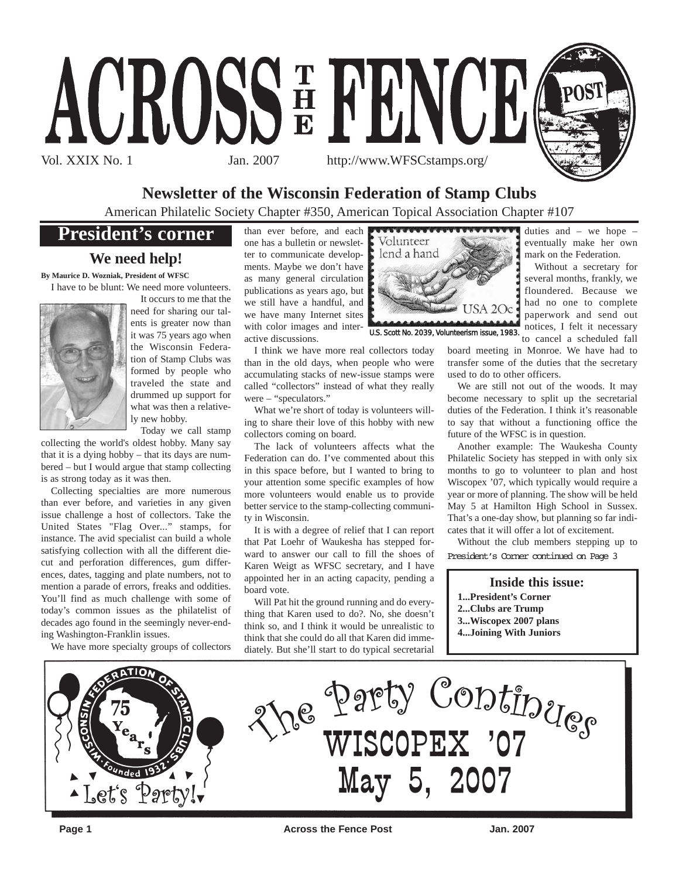# ACROSS THE FENCE POST

Vol. XXIX No. 1 Jan. 2007 http://www.WFSCstamps.org/

## Newsletter of the Wisconsin Federation of Stamp Clubs

American Philatelic Society Chapter #350, American Topical Association Chapter #107

## President's corner

### We need help!

**By Maurice D. Wozniak, President of WFSC**

I have to be blunt: We need more volunteers.

It occurs to me that the need for sharing our talents is greater now than it was 75 years ago when the Wisconsin Federation of Stamp Clubs was formed by people who traveled the state and drummed up support for what was then a relatively new hobby.

Today we call stamp collecting the world's oldest hobby. Many say that it is a dying hobby – that its days are numbered – but I would argue that stamp collecting is as strong today as it was then.

Collecting specialties are more numerous than ever before, and varieties in any given issue challenge a host of collectors. Take the United States "Flag Over..." stamps, for instance. The avid specialist can build a whole satisfying collection with all the different die-cut and perforation differences, gum differences, dates, tagging and plate numbers, not to mention a parade of errors, freaks and oddities. You'll find as much challenge with some of today's common issues as the philatelist of decades ago found in the seemingly never-ending Washington-Franklin issues.

We have more specialty groups of collectors than ever before, and each one has a bulletin or newsletter to communicate developments. Maybe we don't have as many general circulation publications as years ago, but we still have a handful, and we have many Internet sites with color images and interactive discussions.

I think we have more real collectors today than in the old days, when people who were accumulating stacks of new-issue stamps were called "collectors" instead of what they really were – "speculators."

What we're short of today is volunteers willing to share their love of this hobby with new collectors coming on board.

The lack of volunteers affects what the Federation can do. I've commented about this in this space before, but I wanted to bring to your attention some specific examples of how more volunteers would enable us to provide better service to the stamp-collecting community in Wisconsin.

It is with a degree of relief that I can report that Pat Loehr of Waukesha has stepped forward to answer our call to fill the shoes of Karen Weigt as WFSC secretary, and I have appointed her in an acting capacity, pending a board vote.

Will Pat hit the ground running and do everything that Karen used to do?. No, she doesn't think so, and I think it would be unrealistic to think that she could do all that Karen did immediately. But she'll start to do typical secretarial duties and – we hope – eventually make her own mark on the Federation.

U.S. Scott No. 2039, Volunteerism issue, 1983.

Without a secretary for several months, frankly, we floundered. Because we had no one to complete paperwork and send out notices, I felt it necessary to cancel a scheduled fall board meeting in Monroe. We have had to transfer some of the duties that the secretary used to do to other officers.

We are still not out of the woods. It may become necessary to split up the secretarial duties of the Federation. I think it's reasonable to say that without a functioning office the future of the WFSC is in question.

Another example: The Waukesha County Philatelic Society has stepped in with only six months to go to volunteer to plan and host Wiscopex '07, which typically would require a year or more of planning. The show will be held May 5 at Hamilton High School in Sussex. That's a one-day show, but planning so far indicates that it will offer a lot of excitement.

Without the club members stepping up to

President's Corner continued on Page 3

**Inside this issue:**

**1...President's Corner**
**2...Clubs are Trump**
**3...Wiscopex 2007 plans**
**4...Joining With Juniors**

Wisconsin Federation of Stamp Clubs · 75 Years · Founded 1932 · Let's Party!

The Party Continues
**WISCOPEX '07**
**May 5, 2007**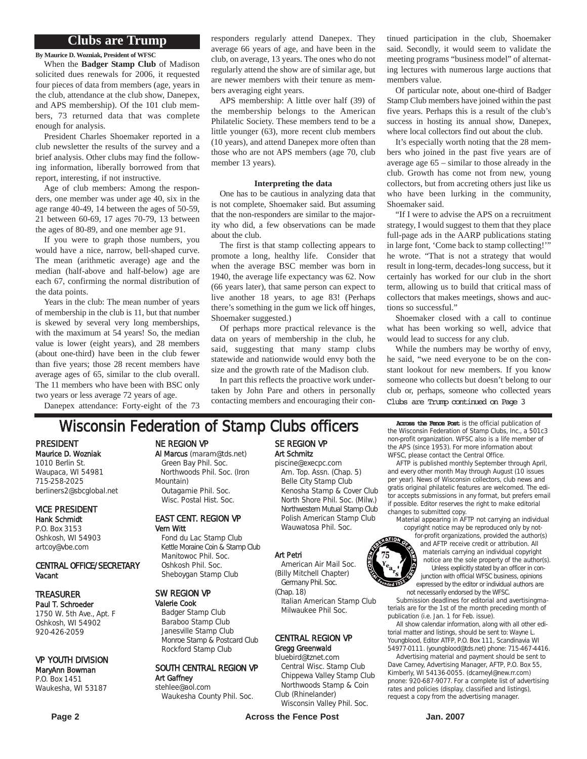## Clubs are Trump

**By Maurice D. Wozniak, President of WFSC**

When the **Badger Stamp Club** of Madison solicited dues renewals for 2006, it requested four pieces of data from members (age, years in the club, attendance at the club show, Danepex, and APS membership). Of the 101 club members, 73 returned data that was complete enough for analysis.

President Charles Shoemaker reported in a club newsletter the results of the survey and a brief analysis. Other clubs may find the following information, liberally borrowed from that report, interesting, if not instructive.

Age of club members: Among the responders, one member was under age 40, six in the age range 40-49, 14 between the ages of 50-59, 21 between 60-69, 17 ages 70-79, 13 between the ages of 80-89, and one member age 91.

If you were to graph those numbers, you would have a nice, narrow, bell-shaped curve. The mean (arithmetic average) age and the median (half-above and half-below) age are each 67, confirming the normal distribution of the data points.

Years in the club: The mean number of years of membership in the club is 11, but that number is skewed by several very long memberships, with the maximum at 54 years! So, the median value is lower (eight years), and 28 members (about one-third) have been in the club fewer than five years; those 28 recent members have average ages of 65, similar to the club overall. The 11 members who have been with BSC only two years or less average 72 years of age.

Danepex attendance: Forty-eight of the 73 responders regularly attend Danepex. They average 66 years of age, and have been in the club, on average, 13 years. The ones who do not regularly attend the show are of similar age, but are newer members with their tenure as members averaging eight years.

APS membership: A little over half (39) of the membership belongs to the American Philatelic Society. These members tend to be a little younger (63), more recent club members (10 years), and attend Danepex more often than those who are not APS members (age 70, club member 13 years).

### Interpreting the data

One has to be cautious in analyzing data that is not complete, Shoemaker said. But assuming that the non-responders are similar to the majority who did, a few observations can be made about the club.

The first is that stamp collecting appears to promote a long, healthy life. Consider that when the average BSC member was born in 1940, the average life expectancy was 62. Now (66 years later), that same person can expect to live another 18 years, to age 83! (Perhaps there's something in the gum we lick off hinges, Shoemaker suggested.)

Of perhaps more practical relevance is the data on years of membership in the club, he said, suggesting that many stamp clubs statewide and nationwide would envy both the size and the growth rate of the Madison club.

In part this reflects the proactive work undertaken by John Pare and others in personally contacting members and encouraging their continued participation in the club, Shoemaker said. Secondly, it would seem to validate the meeting programs "business model" of alternating lectures with numerous large auctions that members value.

Of particular note, about one-third of Badger Stamp Club members have joined within the past five years. Perhaps this is a result of the club's success in hosting its annual show, Danepex, where local collectors find out about the club.

It's especially worth noting that the 28 members who joined in the past five years are of average age 65 – similar to those already in the club. Growth has come not from new, young collectors, but from accreting others just like us who have been lurking in the community, Shoemaker said.

"If I were to advise the APS on a recruitment strategy, I would suggest to them that they place full-page ads in the AARP publications stating in large font, 'Come back to stamp collecting!'" he wrote. "That is not a strategy that would result in long-term, decades-long success, but it certainly has worked for our club in the short term, allowing us to build that critical mass of collectors that makes meetings, shows and auctions so successful."

Shoemaker closed with a call to continue what has been working so well, advice that would lead to success for any club.

While the numbers may be worthy of envy, he said, "we need everyone to be on the constant lookout for new members. If you know someone who collects but doesn't belong to our club or, perhaps, someone who collected years

*Clubs are Trump continued on Page 3*

## Wisconsin Federation of Stamp Clubs officers

**PRESIDENT**
Maurice D. Wozniak
1010 Berlin St.
Waupaca, WI 54981
715-258-2025
berliners2@sbcglobal.net

**VICE PRESIDENT**
Hank Schmidt
P.O. Box 3153
Oshkosh, WI 54903
artcoy@vbe.com

**CENTRAL OFFICE/SECRETARY**
Vacant

**TREASURER**
Paul T. Schroeder
1750 W. 5th Ave., Apt. F
Oshkosh, WI 54902
920-426-2059

**VP YOUTH DIVISION**
MaryAnn Bowman
P.O. Box 1451
Waukesha, WI 53187

**NE REGION VP**
Al Marcus (maram@tds.net)
Green Bay Phil. Soc.
Northwoods Phil. Soc. (Iron Mountain)
Outagamie Phil. Soc.
Wisc. Postal Hist. Soc.

**EAST CENT. REGION VP**
Vern Witt
Fond du Lac Stamp Club
Kettle Moraine Coin & Stamp Club
Manitowoc Phil. Soc.
Oshkosh Phil. Soc.
Sheboygan Stamp Club

**SW REGION VP**
Valerie Cook
Badger Stamp Club
Baraboo Stamp Club
Janesville Stamp Club
Monroe Stamp & Postcard Club
Rockford Stamp Club

**SOUTH CENTRAL REGION VP**
Art Gaffney
stehlee@aol.com
Waukesha County Phil. Soc.

**SE REGION VP**
Art Schmitz
piscine@execpc.com
Am. Top. Assn. (Chap. 5)
Belle City Stamp Club
Kenosha Stamp & Cover Club
North Shore Phil. Soc. (Milw.)
Northwestern Mutual Stamp Club
Polish American Stamp Club
Wauwatosa Phil. Soc.

Art Petri
American Air Mail Soc. (Billy Mitchell Chapter)
Germany Phil. Soc. (Chap. 18)
Italian American Stamp Club
Milwaukee Phil Soc.

**CENTRAL REGION VP**
Gregg Greenwald
bluebird@tznet.com
Central Wisc. Stamp Club
Chippewa Valley Stamp Club
Northwoods Stamp & Coin Club (Rhinelander)
Wisconsin Valley Phil. Soc.

**Across the Fence Post** is the official publication of the Wisconsin Federation of Stamp Clubs, Inc., a 501c3 non-profit organization. WFSC also is a life member of the APS (since 1953). For more information about WFSC, please contact the Central Office.

AFTP is published monthly September through April, and every other month May through August (10 issues per year). News of Wisconsin collectors, club news and gratis original philatelic features are welcomed. The editor accepts submissions in any format, but prefers email if possible. Editor reserves the right to make editorial changes to submitted copy.

Material appearing in AFTP not carrying an individual copyright notice may be reproduced only by not-for-profit organizations, provided the author(s) and AFTP receive credit or attribution. All materials carrying an individual copyright notice are the sole property of the author(s).

Unless explicitly stated by an officer in conjunction with official WFSC business, opinions expressed by the editor or individual authors are not necessarily endorsed by the WFSC.

Submission deadlines for editorial and advertisingmaterials are for the 1st of the month preceding month of publication (i.e. Jan. 1 for Feb. issue).

All show calendar information, along with all other editorial matter and listings, should be sent to: Wayne L. Youngblood, Editor ATFP, P.O. Box 111, Scandinavia WI 54977-0111. (youngblood@tds.net) phone: 715-467-4416.

Advertising material and payment should be sent to Dave Carney, Advertising Manager, AFTP, P.O. Box 55, Kimberly, WI 54136-0055. (dcarneyl@new.rr.com) pnone: 920-687-9077. For a complete list of advertising rates and policies (display, classified and listings), request a copy from the advertising manager.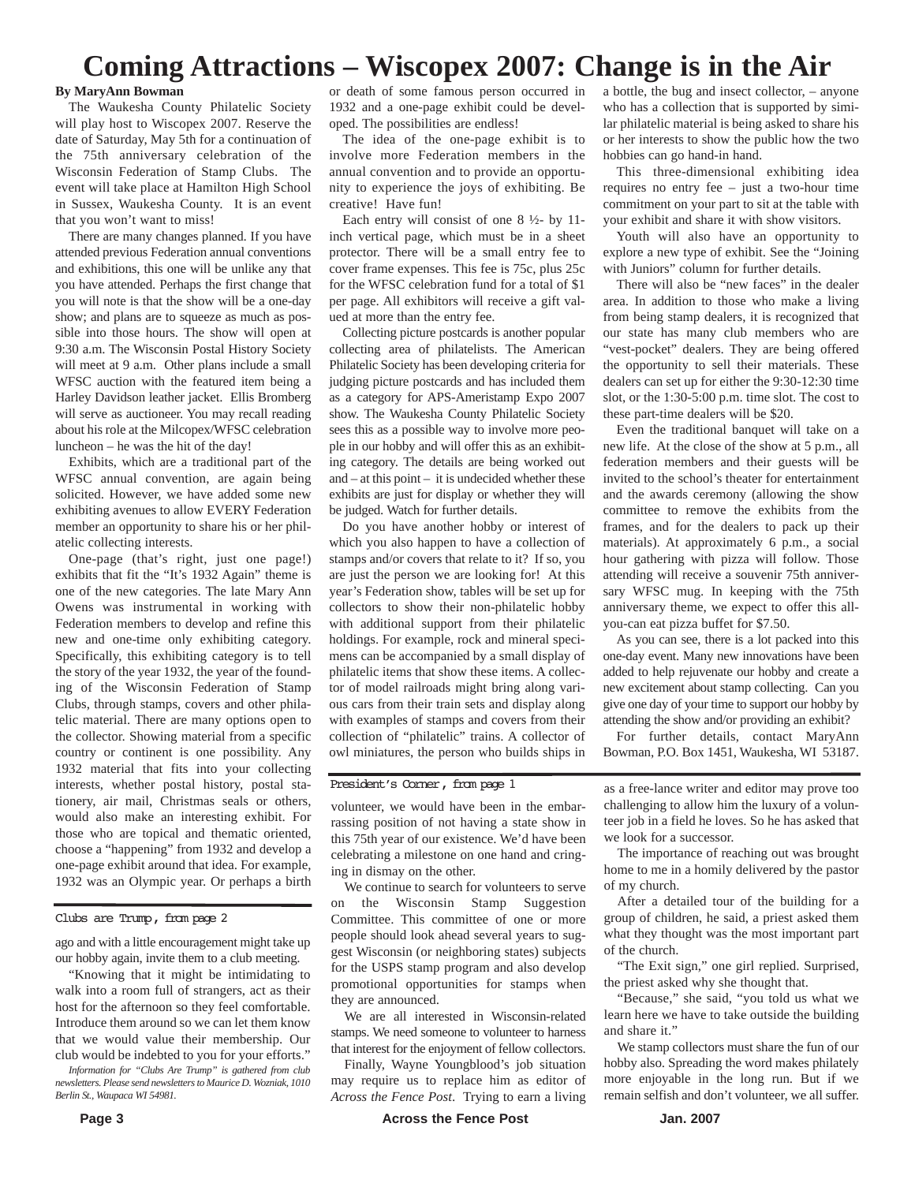# Coming Attractions – Wiscopex 2007: Change is in the Air

**By MaryAnn Bowman**

The Waukesha County Philatelic Society will play host to Wiscopex 2007. Reserve the date of Saturday, May 5th for a continuation of the 75th anniversary celebration of the Wisconsin Federation of Stamp Clubs. The event will take place at Hamilton High School in Sussex, Waukesha County. It is an event that you won't want to miss!

There are many changes planned. If you have attended previous Federation annual conventions and exhibitions, this one will be unlike any that you have attended. Perhaps the first change that you will note is that the show will be a one-day show; and plans are to squeeze as much as possible into those hours. The show will open at 9:30 a.m. The Wisconsin Postal History Society will meet at 9 a.m. Other plans include a small WFSC auction with the featured item being a Harley Davidson leather jacket. Ellis Bromberg will serve as auctioneer. You may recall reading about his role at the Milcopex/WFSC celebration luncheon – he was the hit of the day!

Exhibits, which are a traditional part of the WFSC annual convention, are again being solicited. However, we have added some new exhibiting avenues to allow EVERY Federation member an opportunity to share his or her philatelic collecting interests.

One-page (that's right, just one page!) exhibits that fit the "It's 1932 Again" theme is one of the new categories. The late Mary Ann Owens was instrumental in working with Federation members to develop and refine this new and one-time only exhibiting category. Specifically, this exhibiting category is to tell the story of the year 1932, the year of the founding of the Wisconsin Federation of Stamp Clubs, through stamps, covers and other philatelic material. There are many options open to the collector. Showing material from a specific country or continent is one possibility. Any 1932 material that fits into your collecting interests, whether postal history, postal stationery, air mail, Christmas seals or others, would also make an interesting exhibit. For those who are topical and thematic oriented, choose a "happening" from 1932 and develop a one-page exhibit around that idea. For example, 1932 was an Olympic year. Or perhaps a birth or death of some famous person occurred in 1932 and a one-page exhibit could be developed. The possibilities are endless!

The idea of the one-page exhibit is to involve more Federation members in the annual convention and to provide an opportunity to experience the joys of exhibiting. Be creative! Have fun!

Each entry will consist of one 8 ½- by 11-inch vertical page, which must be in a sheet protector. There will be a small entry fee to cover frame expenses. This fee is 75c, plus 25c for the WFSC celebration fund for a total of $1 per page. All exhibitors will receive a gift valued at more than the entry fee.

Collecting picture postcards is another popular collecting area of philatelists. The American Philatelic Society has been developing criteria for judging picture postcards and has included them as a category for APS-Ameristamp Expo 2007 show. The Waukesha County Philatelic Society sees this as a possible way to involve more people in our hobby and will offer this as an exhibiting category. The details are being worked out and – at this point – it is undecided whether these exhibits are just for display or whether they will be judged. Watch for further details.

Do you have another hobby or interest of which you also happen to have a collection of stamps and/or covers that relate to it? If so, you are just the person we are looking for! At this year's Federation show, tables will be set up for collectors to show their non-philatelic hobby with additional support from their philatelic holdings. For example, rock and mineral specimens can be accompanied by a small display of philatelic items that show these items. A collector of model railroads might bring along various cars from their train sets and display along with examples of stamps and covers from their collection of "philatelic" trains. A collector of owl miniatures, the person who builds ships in a bottle, the bug and insect collector, – anyone who has a collection that is supported by similar philatelic material is being asked to share his or her interests to show the public how the two hobbies can go hand-in hand.

This three-dimensional exhibiting idea requires no entry fee – just a two-hour time commitment on your part to sit at the table with your exhibit and share it with show visitors.

Youth will also have an opportunity to explore a new type of exhibit. See the "Joining with Juniors" column for further details.

There will also be "new faces" in the dealer area. In addition to those who make a living from being stamp dealers, it is recognized that our state has many club members who are "vest-pocket" dealers. They are being offered the opportunity to sell their materials. These dealers can set up for either the 9:30-12:30 time slot, or the 1:30-5:00 p.m. time slot. The cost to these part-time dealers will be $20.

Even the traditional banquet will take on a new life. At the close of the show at 5 p.m., all federation members and their guests will be invited to the school's theater for entertainment and the awards ceremony (allowing the show committee to remove the exhibits from the frames, and for the dealers to pack up their materials). At approximately 6 p.m., a social hour gathering with pizza will follow. Those attending will receive a souvenir 75th anniversary WFSC mug. In keeping with the 75th anniversary theme, we expect to offer this all-you-can eat pizza buffet for $7.50.

As you can see, there is a lot packed into this one-day event. Many new innovations have been added to help rejuvenate our hobby and create a new excitement about stamp collecting. Can you give one day of your time to support our hobby by attending the show and/or providing an exhibit?

For further details, contact MaryAnn Bowman, P.O. Box 1451, Waukesha, WI 53187.

---

Clubs are Trump, from page 2

ago and with a little encouragement might take up our hobby again, invite them to a club meeting.

"Knowing that it might be intimidating to walk into a room full of strangers, act as their host for the afternoon so they feel comfortable. Introduce them around so we can let them know that we would value their membership. Our club would be indebted to you for your efforts."

*Information for "Clubs Are Trump" is gathered from club newsletters. Please send newsletters to Maurice D. Wozniak, 1010 Berlin St., Waupaca WI 54981.*

---

President's Corner, from page 1

volunteer, we would have been in the embarrassing position of not having a state show in this 75th year of our existence. We'd have been celebrating a milestone on one hand and cringing in dismay on the other.

We continue to search for volunteers to serve on the Wisconsin Stamp Suggestion Committee. This committee of one or more people should look ahead several years to suggest Wisconsin (or neighboring states) subjects for the USPS stamp program and also develop promotional opportunities for stamps when they are announced.

We are all interested in Wisconsin-related stamps. We need someone to volunteer to harness that interest for the enjoyment of fellow collectors.

Finally, Wayne Youngblood's job situation may require us to replace him as editor of *Across the Fence Post*. Trying to earn a living as a free-lance writer and editor may prove too challenging to allow him the luxury of a volunteer job in a field he loves. So he has asked that we look for a successor.

The importance of reaching out was brought home to me in a homily delivered by the pastor of my church.

After a detailed tour of the building for a group of children, he said, a priest asked them what they thought was the most important part of the church.

"The Exit sign," one girl replied. Surprised, the priest asked why she thought that.

"Because," she said, "you told us what we learn here we have to take outside the building and share it."

We stamp collectors must share the fun of our hobby also. Spreading the word makes philately more enjoyable in the long run. But if we remain selfish and don't volunteer, we all suffer.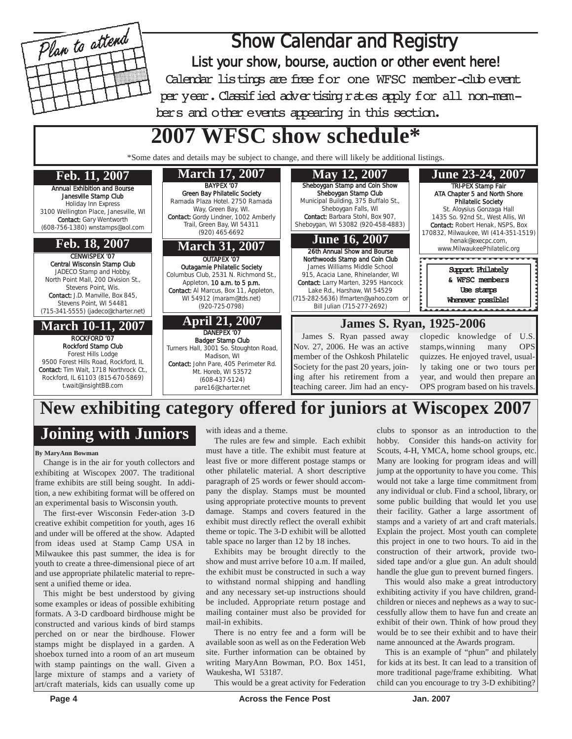Plan to attend

# Show Calendar and Registry

## List your show, bourse, auction or other event here!

Calendar listings are free for one WFSC member-club event per year. Classified advertising rates apply for all non-members and other events appearing in this section.

# 2007 WFSC show schedule*

*Some dates and details may be subject to change, and there will likely be additional listings.

### Feb. 11, 2007

**Annual Exhibition and Bourse**
**Janesville Stamp Club**
Holiday Inn Express
3100 Wellington Place, Janesville, WI
**Contact:** Gary Wentworth
(608-756-1380) wnstamps@aol.com

### Feb. 18, 2007

**CENWISPEX '07**
**Central Wisconsin Stamp Club**
JADECO Stamp and Hobby,
North Point Mall, 200 Division St.,
Stevens Point, Wis.
**Contact:** J.D. Manville, Box 845,
Stevens Point, WI 54481
(715-341-5555) (jadeco@charter.net)

### March 10-11, 2007

**ROCKFORD '07**
**Rockford Stamp Club**
Forest Hills Lodge
9500 Forest Hills Road, Rockford, IL
**Contact:** Tim Wait, 1718 Northrock Ct.,
Rockford, IL 61103 (815-670-5869)
t.wait@insightBB.com

### March 17, 2007

**BAYPEX '07**
**Green Bay Philatelic Society**
Ramada Plaza Hotel. 2750 Ramada
Way, Green Bay, WI.
**Contact:** Gordy Lindner, 1002 Amberly
Trail, Green Bay, WI 54311
(920) 465-6692

### March 31, 2007

**OUTAPEX '07**
**Outagamie Philatelic Society**
Columbus Club, 2531 N. Richmond St.,
Appleton, **10 a.m. to 5 p.m.**
**Contact:** Al Marcus, Box 11, Appleton,
WI 54912 (maram@tds.net)
(920-725-0798)

### April 21, 2007

**DANEPEX '07**
**Badger Stamp Club**
Turners Hall, 3001 So. Stoughton Road,
Madison, WI
**Contact:** John Pare, 405 Perimeter Rd.
Mt. Horeb, WI 53572
(608-437-5124)
pare16@charter.net

### May 12, 2007

**Sheboygan Stamp and Coin Show**
**Sheboygan Stamp Club**
Municipal Building, 375 Buffalo St.,
Sheboygan Falls, WI
**Contact:** Barbara Stohl, Box 907,
Sheboygan, WI 53082 (920-458-4883)

### June 16, 2007

**26th Annual Show and Bourse**
**Northwoods Stamp and Coin Club**
James Williams Middle School
915, Acacia Lane, Rhinelander, WI
**Contact:** Larry Marten, 3295 Hancock
Lake Rd., Harshaw, WI 54529
(715-282-5636) lfmarten@yahoo.com or
Bill Julian (715-277-2692)

### June 23-24, 2007

**TRI-PEX Stamp Fair**
**ATA Chapter 5 and North Shore Philatelic Society**
St. Aloysius Gonzaga Hall
1435 So. 92nd St., West Allis, WI
**Contact:** Robert Henak, NSPS, Box
170832, Milwaukee, WI (414-351-1519)
henak@execpc.com,
www.MilwaukeePhilatelic.org

**Support Philately & WFSC members Use stamps Whenever possible!**

### James S. Ryan, 1925-2006

James S. Ryan passed away Nov. 27, 2006. He was an active member of the Oshkosh Philatelic Society for the past 20 years, joining after his retirement from a teaching career. Jim had an encyclopedic knowledge of U.S. stamps,winning many OPS quizzes. He enjoyed travel, usually taking one or two tours per year, and would then prepare an OPS program based on his travels.

# New exhibiting category offered for juniors at Wiscopex 2007

## Joining with Juniors

**By MaryAnn Bowman**

Change is in the air for youth collectors and exhibiting at Wiscopex 2007. The traditional frame exhibits are still being sought. In addition, a new exhibiting format will be offered on an experimental basis to Wisconsin youth.

The first-ever Wisconsin Feder-ation 3-D creative exhibit competition for youth, ages 16 and under will be offered at the show. Adapted from ideas used at Stamp Camp USA in Milwaukee this past summer, the idea is for youth to create a three-dimensional piece of art and use appropriate philatelic material to represent a unified theme or idea.

This might be best understood by giving some examples or ideas of possible exhibiting formats. A 3-D cardboard birdhouse might be constructed and various kinds of bird stamps perched on or near the birdhouse. Flower stamps might be displayed in a garden. A shoebox turned into a room of an art museum with stamp paintings on the wall. Given a large mixture of stamps and a variety of art/craft materials, kids can usually come up with ideas and a theme.

The rules are few and simple. Each exhibit must have a title. The exhibit must feature at least five or more different postage stamps or other philatelic material. A short descriptive paragraph of 25 words or fewer should accompany the display. Stamps must be mounted using appropriate protective mounts to prevent damage. Stamps and covers featured in the exhibit must directly reflect the overall exhibit theme or topic. The 3-D exhibit will be allotted table space no larger than 12 by 18 inches.

Exhibits may be brought directly to the show and must arrive before 10 a.m. If mailed, the exhibit must be constructed in such a way to withstand normal shipping and handling and any necessary set-up instructions should be included. Appropriate return postage and mailing container must also be provided for mail-in exhibits.

There is no entry fee and a form will be available soon as well as on the Federation Web site. Further information can be obtained by writing MaryAnn Bowman, P.O. Box 1451, Waukesha, WI 53187.

This would be a great activity for Federation clubs to sponsor as an introduction to the hobby. Consider this hands-on activity for Scouts, 4-H, YMCA, home school groups, etc. Many are looking for program ideas and will jump at the opportunity to have you come. This would not take a large time commitment from any individual or club. Find a school, library, or some public building that would let you use their facility. Gather a large assortment of stamps and a variety of art and craft materials. Explain the project. Most youth can complete this project in one to two hours. To aid in the construction of their artwork, provide two-sided tape and/or a glue gun. An adult should handle the glue gun to prevent burned fingers.

This would also make a great introductory exhibiting activity if you have children, grandchildren or nieces and nephews as a way to successfully allow them to have fun and create an exhibit of their own. Think of how proud they would be to see their exhibit and to have their name announced at the Awards program.

This is an example of "phun" and philately for kids at its best. It can lead to a transition of more traditional page/frame exhibiting. What child can you encourage to try 3-D exhibiting?